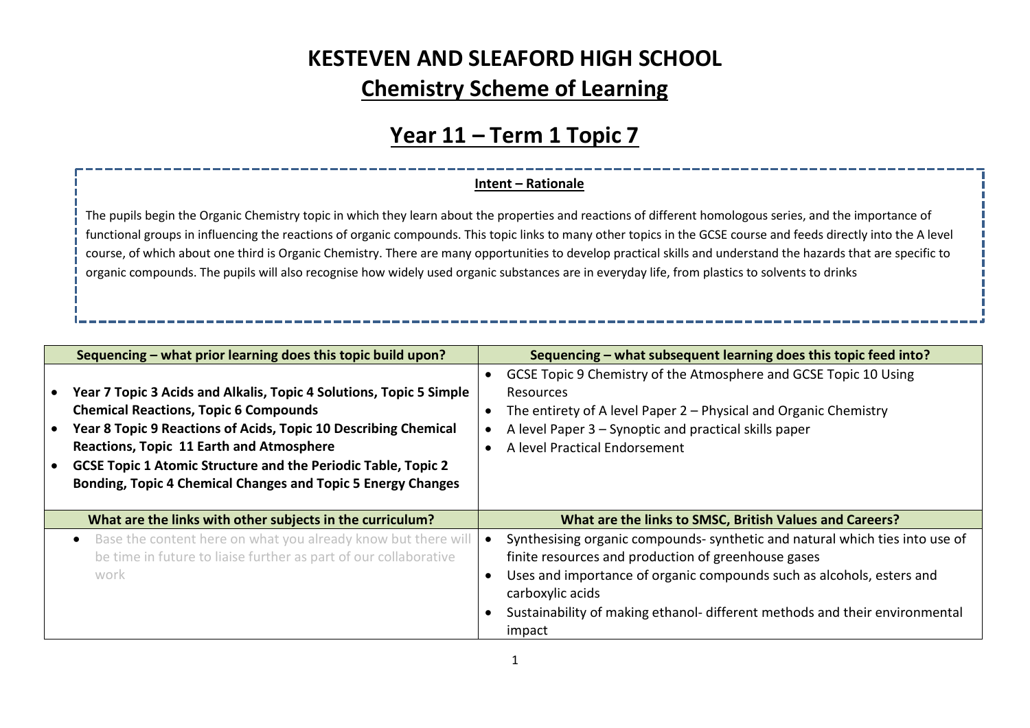# KESTEVEN AND SLEAFORD HIGH SCHOOL

## Chemistry Scheme of Learning

## Year 11 – Term 1 Topic 7

**Intent – Rationale**

The pupils begin the Organic Chemistry topic in which they learn about the properties and reactions of different homologous series, and the importance of functional groups in influencing the reactions of organic compounds. This topic links to many other topics in the GCSE course and feeds directly into the A level course, of which about one third is Organic Chemistry. There are many opportunities to develop practical skills and understand the hazards that are specific to organic compounds. The pupils will also recognise how widely used organic substances are in everyday life, from plastics to solvents to drinks

| Sequencing – what prior learning does this topic build upon? | Sequencing – what subsequent learning does this topic feed into? |
|---|---|
| • **Year 7 Topic 3 Acids and Alkalis, Topic 4 Solutions, Topic 5 Simple Chemical Reactions, Topic 6 Compounds**<br>• **Year 8 Topic 9 Reactions of Acids, Topic 10 Describing Chemical Reactions, Topic 11 Earth and Atmosphere**<br>• **GCSE Topic 1 Atomic Structure and the Periodic Table, Topic 2 Bonding, Topic 4 Chemical Changes and Topic 5 Energy Changes** | • GCSE Topic 9 Chemistry of the Atmosphere and GCSE Topic 10 Using Resources<br>• The entirety of A level Paper 2 – Physical and Organic Chemistry<br>• A level Paper 3 – Synoptic and practical skills paper<br>• A level Practical Endorsement |
| **What are the links with other subjects in the curriculum?** | **What are the links to SMSC, British Values and Careers?** |
| • Base the content here on what you already know but there will be time in future to liaise further as part of our collaborative work | • Synthesising organic compounds- synthetic and natural which ties into use of finite resources and production of greenhouse gases<br>• Uses and importance of organic compounds such as alcohols, esters and carboxylic acids<br>• Sustainability of making ethanol- different methods and their environmental impact |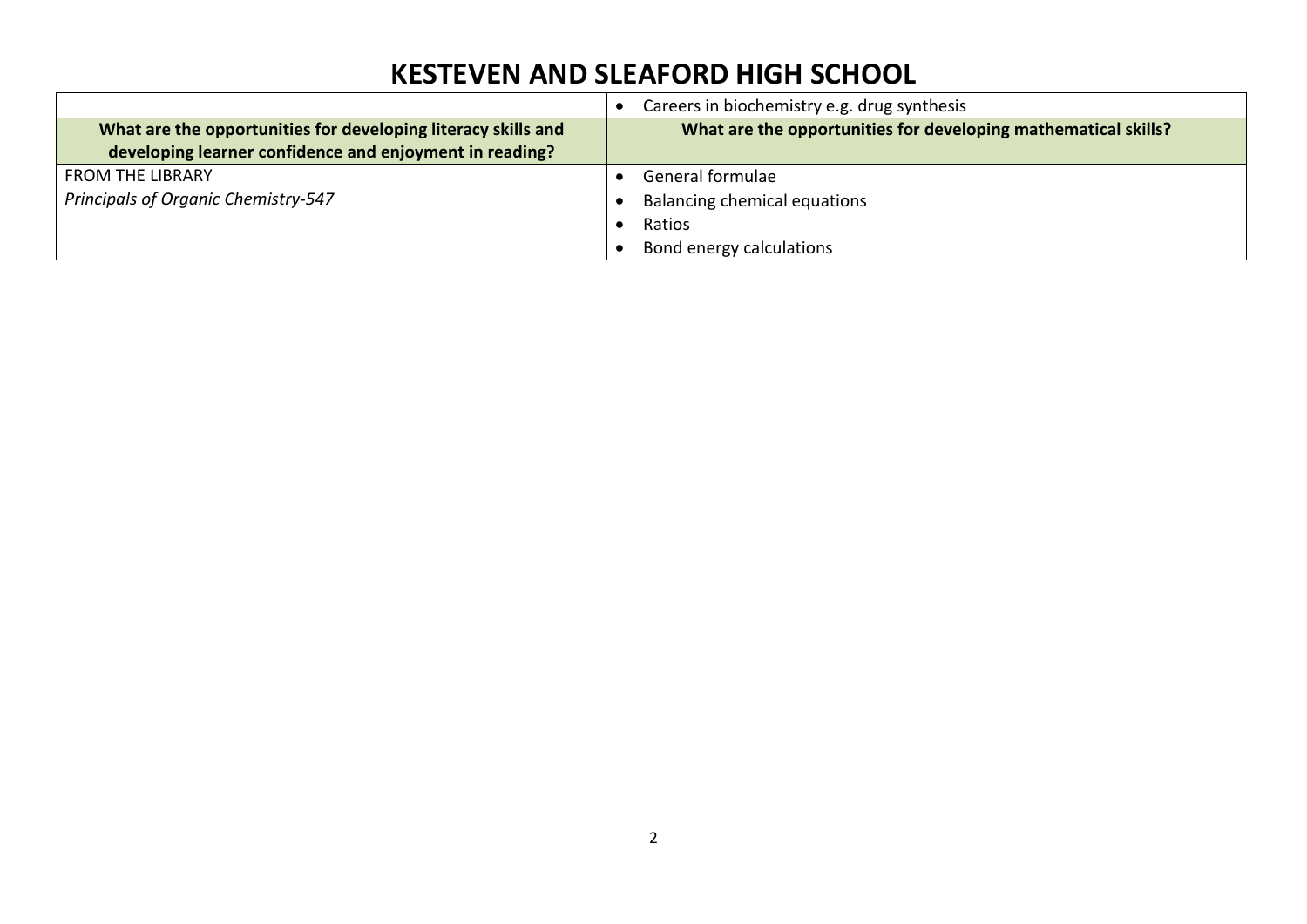# KESTEVEN AND SLEAFORD HIGH SCHOOL

| | |
|---|---|
| | • Careers in biochemistry e.g. drug synthesis |
| **What are the opportunities for developing literacy skills and developing learner confidence and enjoyment in reading?** | **What are the opportunities for developing mathematical skills?** |
| FROM THE LIBRARY<br>*Principals of Organic Chemistry-547* | • General formulae<br>• Balancing chemical equations<br>• Ratios<br>• Bond energy calculations |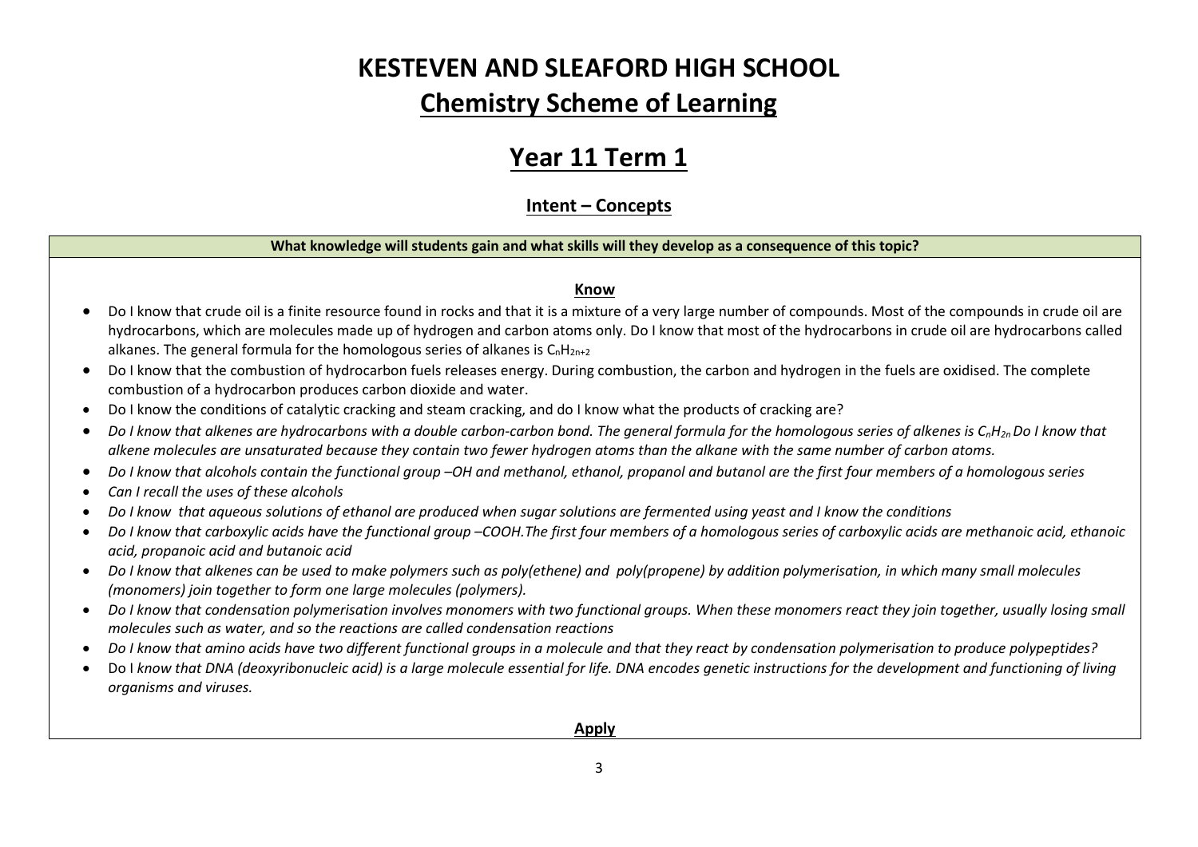# KESTEVEN AND SLEAFORD HIGH SCHOOL

## Chemistry Scheme of Learning

## Year 11 Term 1

### Intent – Concepts

| What knowledge will students gain and what skills will they develop as a consequence of this topic? |
| --- |
| **Know** |

**Know**

- Do I know that crude oil is a finite resource found in rocks and that it is a mixture of a very large number of compounds. Most of the compounds in crude oil are hydrocarbons, which are molecules made up of hydrogen and carbon atoms only. Do I know that most of the hydrocarbons in crude oil are hydrocarbons called alkanes. The general formula for the homologous series of alkanes is $C_nH_{2n+2}$
- Do I know that the combustion of hydrocarbon fuels releases energy. During combustion, the carbon and hydrogen in the fuels are oxidised. The complete combustion of a hydrocarbon produces carbon dioxide and water.
- Do I know the conditions of catalytic cracking and steam cracking, and do I know what the products of cracking are?
- *Do I know that alkenes are hydrocarbons with a double carbon-carbon bond. The general formula for the homologous series of alkenes is $C_nH_{2n}$ Do I know that alkene molecules are unsaturated because they contain two fewer hydrogen atoms than the alkane with the same number of carbon atoms.*
- *Do I know that alcohols contain the functional group –OH and methanol, ethanol, propanol and butanol are the first four members of a homologous series*
- *Can I recall the uses of these alcohols*
- *Do I know that aqueous solutions of ethanol are produced when sugar solutions are fermented using yeast and I know the conditions*
- *Do I know that carboxylic acids have the functional group –COOH.The first four members of a homologous series of carboxylic acids are methanoic acid, ethanoic acid, propanoic acid and butanoic acid*
- *Do I know that alkenes can be used to make polymers such as poly(ethene) and poly(propene) by addition polymerisation, in which many small molecules (monomers) join together to form one large molecules (polymers).*
- *Do I know that condensation polymerisation involves monomers with two functional groups. When these monomers react they join together, usually losing small molecules such as water, and so the reactions are called condensation reactions*
- *Do I know that amino acids have two different functional groups in a molecule and that they react by condensation polymerisation to produce polypeptides?*
- Do I *know that DNA (deoxyribonucleic acid) is a large molecule essential for life. DNA encodes genetic instructions for the development and functioning of living organisms and viruses.*

**Apply**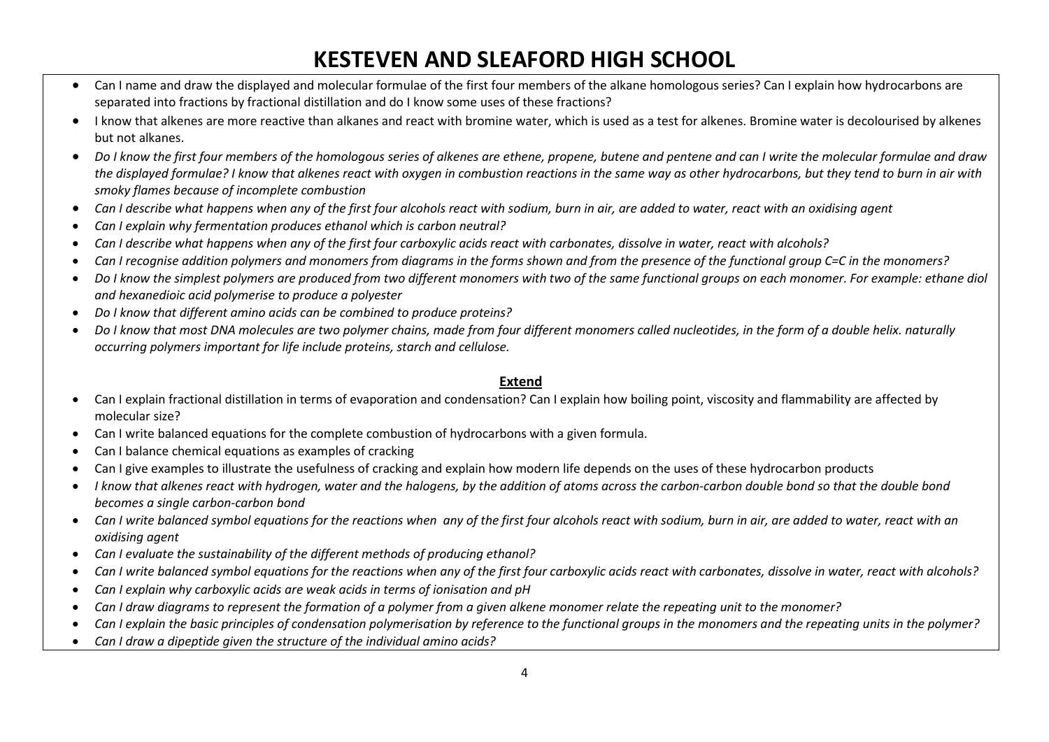# KESTEVEN AND SLEAFORD HIGH SCHOOL

- Can I name and draw the displayed and molecular formulae of the first four members of the alkane homologous series? Can I explain how hydrocarbons are separated into fractions by fractional distillation and do I know some uses of these fractions?
- I know that alkenes are more reactive than alkanes and react with bromine water, which is used as a test for alkenes. Bromine water is decolourised by alkenes but not alkanes.
- *Do I know the first four members of the homologous series of alkenes are ethene, propene, butene and pentene and can I write the molecular formulae and draw the displayed formulae? I know that alkenes react with oxygen in combustion reactions in the same way as other hydrocarbons, but they tend to burn in air with smoky flames because of incomplete combustion*
- *Can I describe what happens when any of the first four alcohols react with sodium, burn in air, are added to water, react with an oxidising agent*
- *Can I explain why fermentation produces ethanol which is carbon neutral?*
- *Can I describe what happens when any of the first four carboxylic acids react with carbonates, dissolve in water, react with alcohols?*
- *Can I recognise addition polymers and monomers from diagrams in the forms shown and from the presence of the functional group C=C in the monomers?*
- *Do I know the simplest polymers are produced from two different monomers with two of the same functional groups on each monomer. For example: ethane diol and hexanedioic acid polymerise to produce a polyester*
- *Do I know that different amino acids can be combined to produce proteins?*
- *Do I know that most DNA molecules are two polymer chains, made from four different monomers called nucleotides, in the form of a double helix. naturally occurring polymers important for life include proteins, starch and cellulose.*

## Extend

- Can I explain fractional distillation in terms of evaporation and condensation? Can I explain how boiling point, viscosity and flammability are affected by molecular size?
- Can I write balanced equations for the complete combustion of hydrocarbons with a given formula.
- Can I balance chemical equations as examples of cracking
- Can I give examples to illustrate the usefulness of cracking and explain how modern life depends on the uses of these hydrocarbon products
- *I know that alkenes react with hydrogen, water and the halogens, by the addition of atoms across the carbon-carbon double bond so that the double bond becomes a single carbon-carbon bond*
- *Can I write balanced symbol equations for the reactions when any of the first four alcohols react with sodium, burn in air, are added to water, react with an oxidising agent*
- *Can I evaluate the sustainability of the different methods of producing ethanol?*
- *Can I write balanced symbol equations for the reactions when any of the first four carboxylic acids react with carbonates, dissolve in water, react with alcohols?*
- *Can I explain why carboxylic acids are weak acids in terms of ionisation and pH*
- *Can I draw diagrams to represent the formation of a polymer from a given alkene monomer relate the repeating unit to the monomer?*
- *Can I explain the basic principles of condensation polymerisation by reference to the functional groups in the monomers and the repeating units in the polymer?*
- *Can I draw a dipeptide given the structure of the individual amino acids?*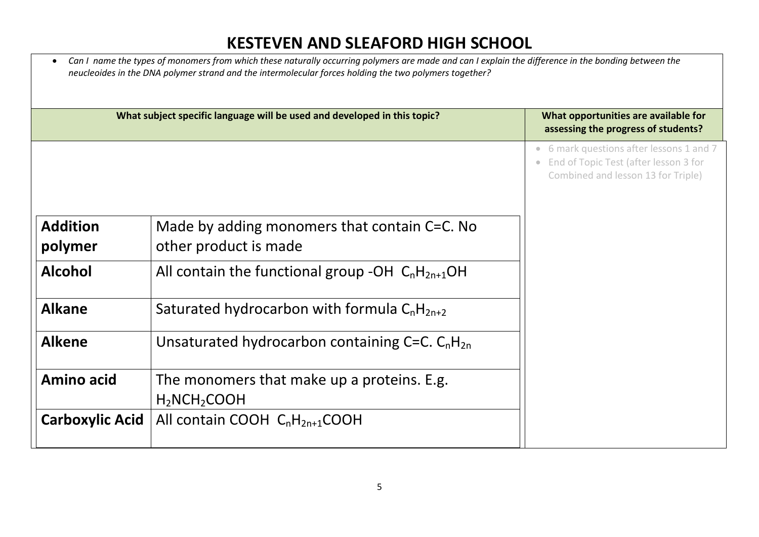# KESTEVEN AND SLEAFORD HIGH SCHOOL

- *Can I name the types of monomers from which these naturally occurring polymers are made and can I explain the difference in the bonding between the neucleoides in the DNA polymer strand and the intermolecular forces holding the two polymers together?*

| What subject specific language will be used and developed in this topic? | What opportunities are available for assessing the progress of students? |
|---|---|
| | • 6 mark questions after lessons 1 and 7<br>• End of Topic Test (after lesson 3 for Combined and lesson 13 for Triple) |

| | |
|---|---|
| **Addition polymer** | Made by adding monomers that contain C=C. No other product is made |
| **Alcohol** | All contain the functional group -OH $C_nH_{2n+1}OH$ |
| **Alkane** | Saturated hydrocarbon with formula $C_nH_{2n+2}$ |
| **Alkene** | Unsaturated hydrocarbon containing C=C. $C_nH_{2n}$ |
| **Amino acid** | The monomers that make up a proteins. E.g. $H_2NCH_2COOH$ |
| **Carboxylic Acid** | All contain COOH $C_nH_{2n+1}COOH$ |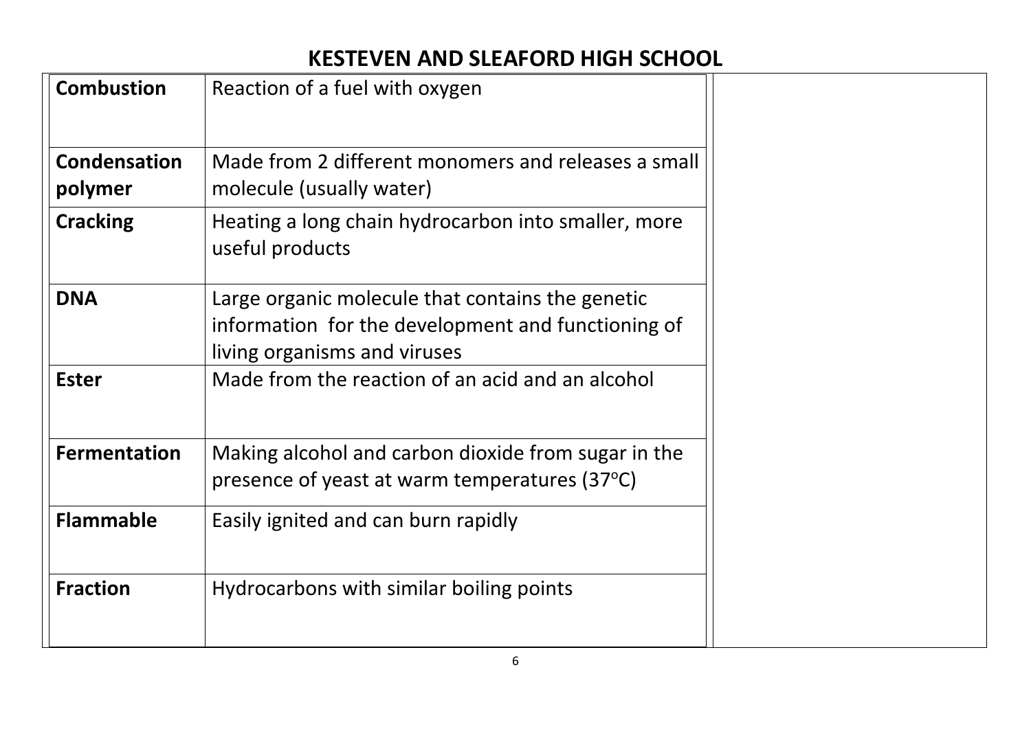# KESTEVEN AND SLEAFORD HIGH SCHOOL

| | |
|---|---|
| **Combustion** | Reaction of a fuel with oxygen |
| **Condensation polymer** | Made from 2 different monomers and releases a small molecule (usually water) |
| **Cracking** | Heating a long chain hydrocarbon into smaller, more useful products |
| **DNA** | Large organic molecule that contains the genetic information for the development and functioning of living organisms and viruses |
| **Ester** | Made from the reaction of an acid and an alcohol |
| **Fermentation** | Making alcohol and carbon dioxide from sugar in the presence of yeast at warm temperatures (37$^{o}$C) |
| **Flammable** | Easily ignited and can burn rapidly |
| **Fraction** | Hydrocarbons with similar boiling points |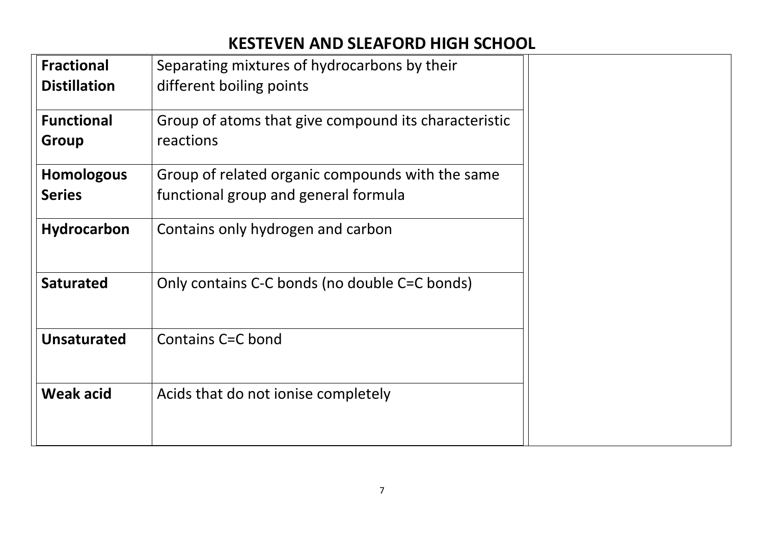| | |
|---|---|
| **Fractional Distillation** | Separating mixtures of hydrocarbons by their different boiling points |
| **Functional Group** | Group of atoms that give compound its characteristic reactions |
| **Homologous Series** | Group of related organic compounds with the same functional group and general formula |
| **Hydrocarbon** | Contains only hydrogen and carbon |
| **Saturated** | Only contains C-C bonds (no double C=C bonds) |
| **Unsaturated** | Contains C=C bond |
| **Weak acid** | Acids that do not ionise completely |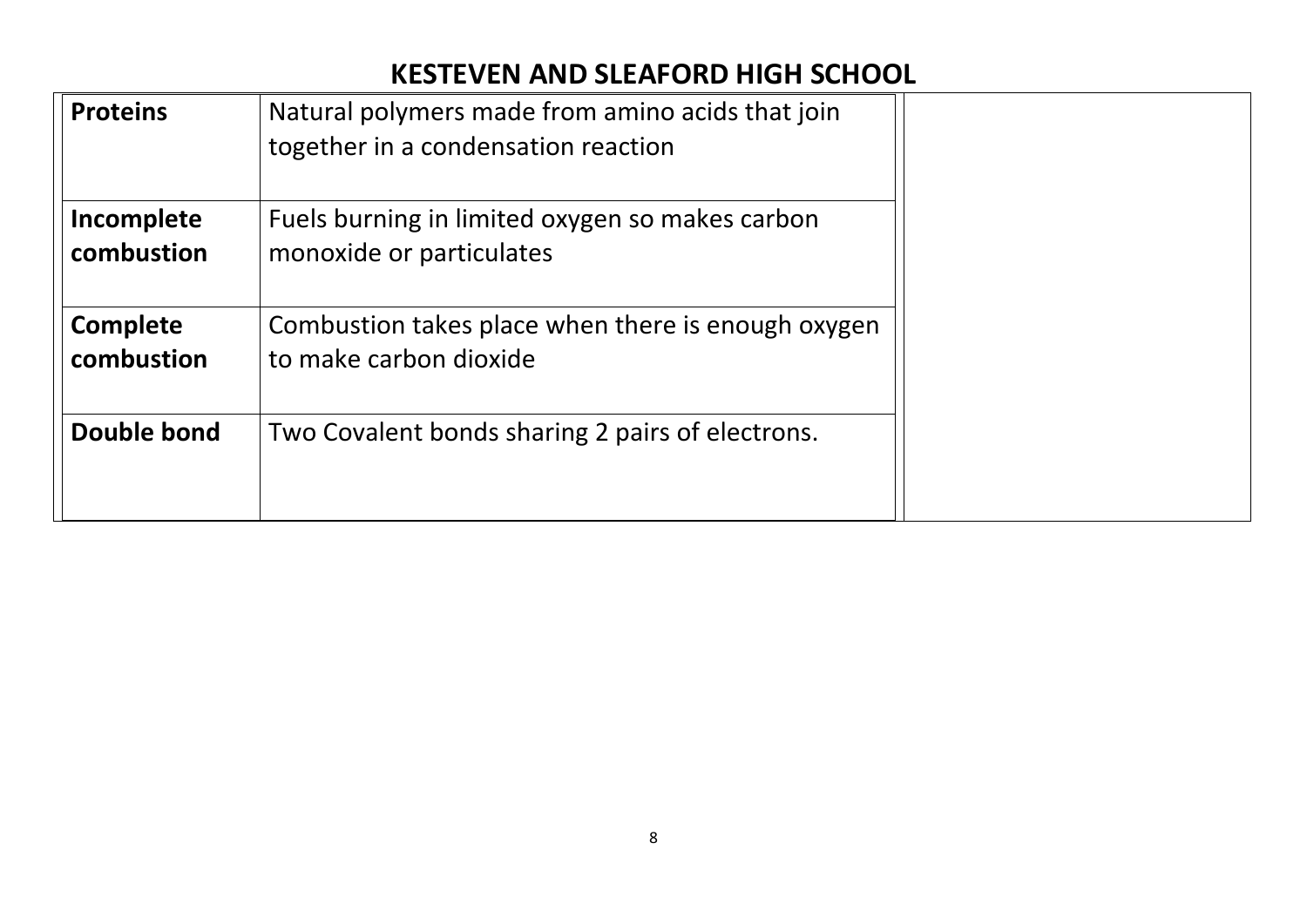| | |
|---|---|
| **Proteins** | Natural polymers made from amino acids that join together in a condensation reaction |
| **Incomplete combustion** | Fuels burning in limited oxygen so makes carbon monoxide or particulates |
| **Complete combustion** | Combustion takes place when there is enough oxygen to make carbon dioxide |
| **Double bond** | Two Covalent bonds sharing 2 pairs of electrons. |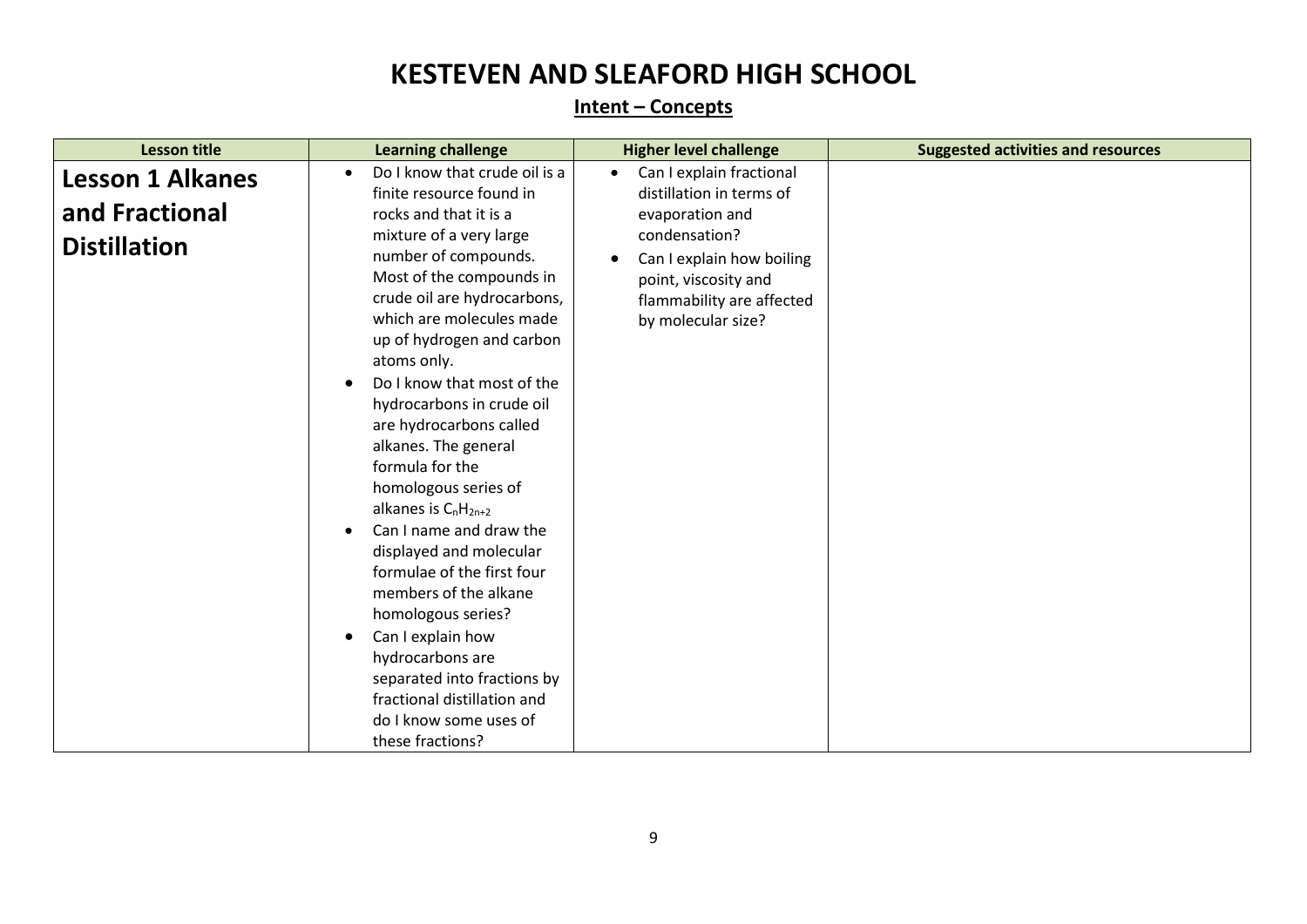# KESTEVEN AND SLEAFORD HIGH SCHOOL

## Intent – Concepts

| Lesson title | Learning challenge | Higher level challenge | Suggested activities and resources |
|---|---|---|---|
| **Lesson 1 Alkanes and Fractional Distillation** | • Do I know that crude oil is a finite resource found in rocks and that it is a mixture of a very large number of compounds. Most of the compounds in crude oil are hydrocarbons, which are molecules made up of hydrogen and carbon atoms only.<br>• Do I know that most of the hydrocarbons in crude oil are hydrocarbons called alkanes. The general formula for the homologous series of alkanes is $C_nH_{2n+2}$<br>• Can I name and draw the displayed and molecular formulae of the first four members of the alkane homologous series?<br>• Can I explain how hydrocarbons are separated into fractions by fractional distillation and do I know some uses of these fractions? | • Can I explain fractional distillation in terms of evaporation and condensation?<br>• Can I explain how boiling point, viscosity and flammability are affected by molecular size? | |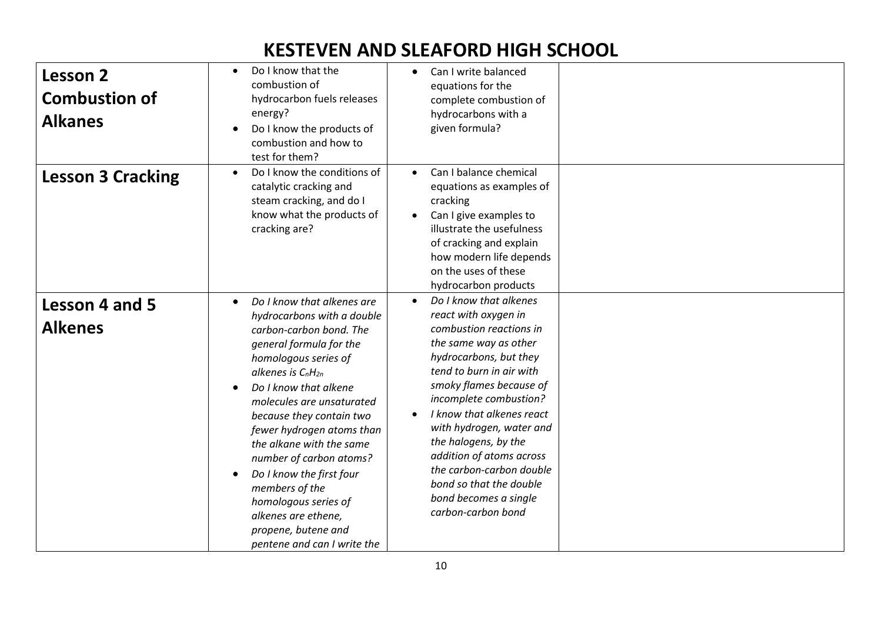# KESTEVEN AND SLEAFORD HIGH SCHOOL

| | | | |
|---|---|---|---|
| **Lesson 2 Combustion of Alkanes** | • Do I know that the combustion of hydrocarbon fuels releases energy?<br>• Do I know the products of combustion and how to test for them? | • Can I write balanced equations for the complete combustion of hydrocarbons with a given formula? | |
| **Lesson 3 Cracking** | • Do I know the conditions of catalytic cracking and steam cracking, and do I know what the products of cracking are? | • Can I balance chemical equations as examples of cracking<br>• Can I give examples to illustrate the usefulness of cracking and explain how modern life depends on the uses of these hydrocarbon products | |
| **Lesson 4 and 5 Alkenes** | • *Do I know that alkenes are hydrocarbons with a double carbon-carbon bond. The general formula for the homologous series of alkenes is $C_nH_{2n}$*<br>• *Do I know that alkene molecules are unsaturated because they contain two fewer hydrogen atoms than the alkane with the same number of carbon atoms?*<br>• *Do I know the first four members of the homologous series of alkenes are ethene, propene, butene and pentene and can I write the* | • *Do I know that alkenes react with oxygen in combustion reactions in the same way as other hydrocarbons, but they tend to burn in air with smoky flames because of incomplete combustion?*<br>• *I know that alkenes react with hydrogen, water and the halogens, by the addition of atoms across the carbon-carbon double bond so that the double bond becomes a single carbon-carbon bond* | |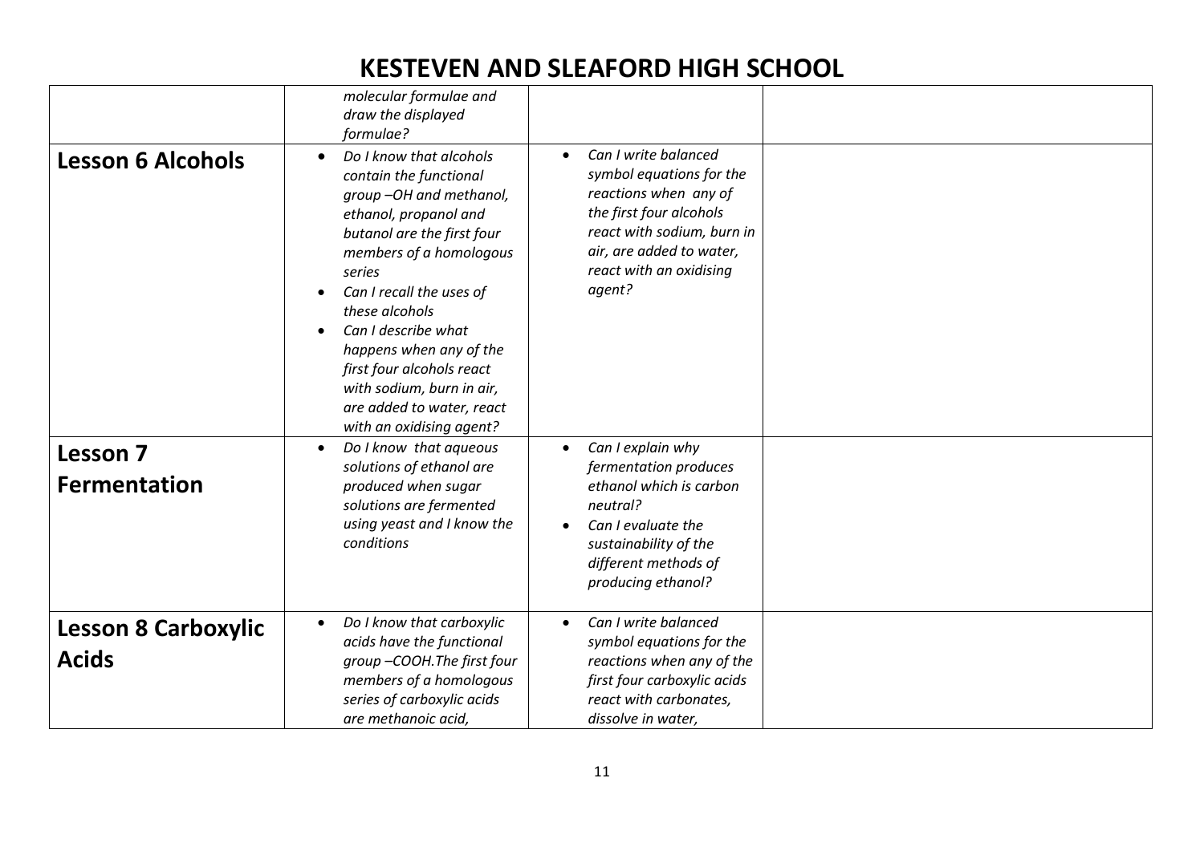| | | | |
|---|---|---|---|
| | *molecular formulae and draw the displayed formulae?* | | |
| **Lesson 6 Alcohols** | • *Do I know that alcohols contain the functional group –OH and methanol, ethanol, propanol and butanol are the first four members of a homologous series*<br>• *Can I recall the uses of these alcohols*<br>• *Can I describe what happens when any of the first four alcohols react with sodium, burn in air, are added to water, react with an oxidising agent?* | • *Can I write balanced symbol equations for the reactions when any of the first four alcohols react with sodium, burn in air, are added to water, react with an oxidising agent?* | |
| **Lesson 7 Fermentation** | • *Do I know that aqueous solutions of ethanol are produced when sugar solutions are fermented using yeast and I know the conditions* | • *Can I explain why fermentation produces ethanol which is carbon neutral?*<br>• *Can I evaluate the sustainability of the different methods of producing ethanol?* | |
| **Lesson 8 Carboxylic Acids** | • *Do I know that carboxylic acids have the functional group –COOH.The first four members of a homologous series of carboxylic acids are methanoic acid,* | • *Can I write balanced symbol equations for the reactions when any of the first four carboxylic acids react with carbonates, dissolve in water,* | |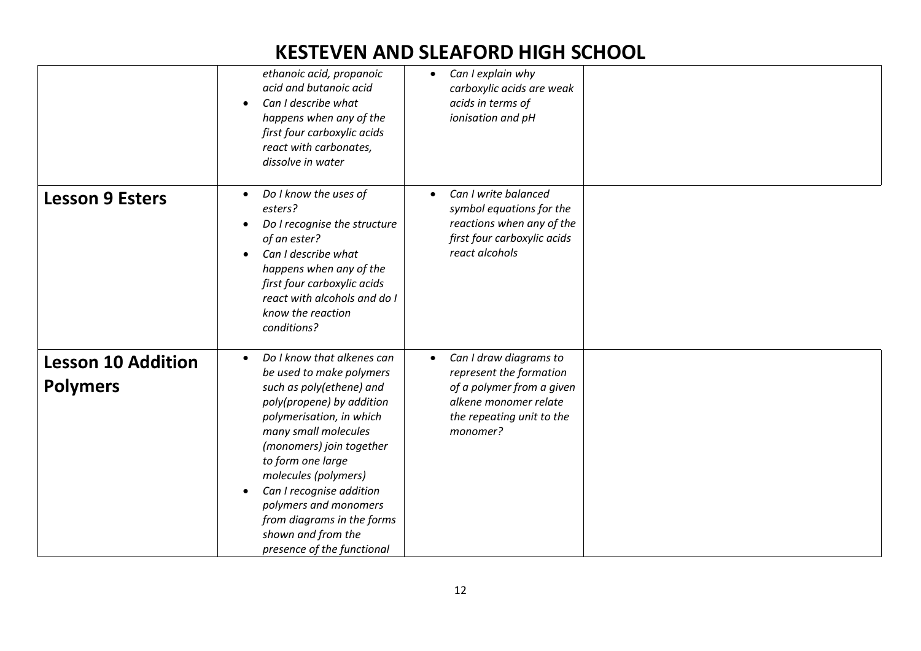# KESTEVEN AND SLEAFORD HIGH SCHOOL

| | | | |
|---|---|---|---|
| | *ethanoic acid, propanoic acid and butanoic acid*<br>• *Can I describe what happens when any of the first four carboxylic acids react with carbonates, dissolve in water* | • *Can I explain why carboxylic acids are weak acids in terms of ionisation and pH* | |
| **Lesson 9 Esters** | • *Do I know the uses of esters?*<br>• *Do I recognise the structure of an ester?*<br>• *Can I describe what happens when any of the first four carboxylic acids react with alcohols and do I know the reaction conditions?* | • *Can I write balanced symbol equations for the reactions when any of the first four carboxylic acids react alcohols* | |
| **Lesson 10 Addition Polymers** | • *Do I know that alkenes can be used to make polymers such as poly(ethene) and poly(propene) by addition polymerisation, in which many small molecules (monomers) join together to form one large molecules (polymers)*<br>• *Can I recognise addition polymers and monomers from diagrams in the forms shown and from the presence of the functional* | • *Can I draw diagrams to represent the formation of a polymer from a given alkene monomer relate the repeating unit to the monomer?* | |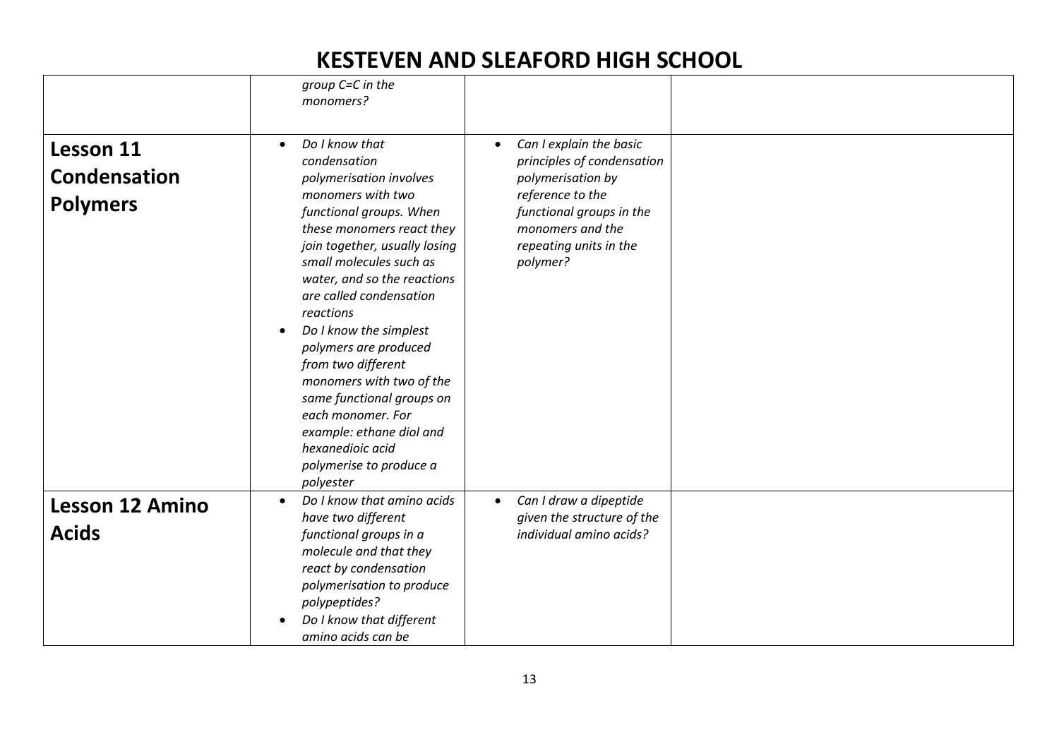# KESTEVEN AND SLEAFORD HIGH SCHOOL

| | | | |
|---|---|---|---|
| | *group C=C in the monomers?* | | |
| **Lesson 11 Condensation Polymers** | • *Do I know that condensation polymerisation involves monomers with two functional groups. When these monomers react they join together, usually losing small molecules such as water, and so the reactions are called condensation reactions*<br>• *Do I know the simplest polymers are produced from two different monomers with two of the same functional groups on each monomer. For example: ethane diol and hexanedioic acid polymerise to produce a polyester* | • *Can I explain the basic principles of condensation polymerisation by reference to the functional groups in the monomers and the repeating units in the polymer?* | |
| **Lesson 12 Amino Acids** | • *Do I know that amino acids have two different functional groups in a molecule and that they react by condensation polymerisation to produce polypeptides?*<br>• *Do I know that different amino acids can be* | • *Can I draw a dipeptide given the structure of the individual amino acids?* | |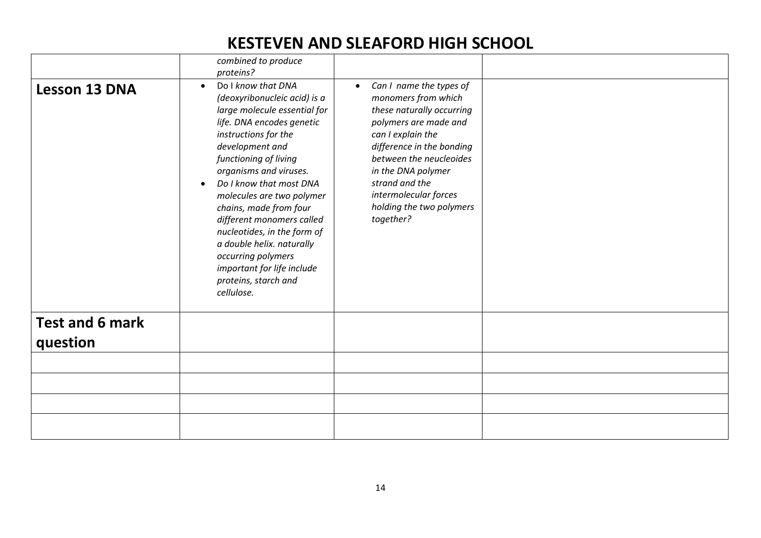# KESTEVEN AND SLEAFORD HIGH SCHOOL

| | | | |
|---|---|---|---|
| | *combined to produce proteins?* | | |
| **Lesson 13 DNA** | • Do I *know that DNA (deoxyribonucleic acid) is a large molecule essential for life. DNA encodes genetic instructions for the development and functioning of living organisms and viruses.*<br>• *Do I know that most DNA molecules are two polymer chains, made from four different monomers called nucleotides, in the form of a double helix. naturally occurring polymers important for life include proteins, starch and cellulose.* | • *Can I name the types of monomers from which these naturally occurring polymers are made and can I explain the difference in the bonding between the neucleoides in the DNA polymer strand and the intermolecular forces holding the two polymers together?* | |
| **Test and 6 mark question** | | | |
| | | | |
| | | | |
| | | | |
| | | | |